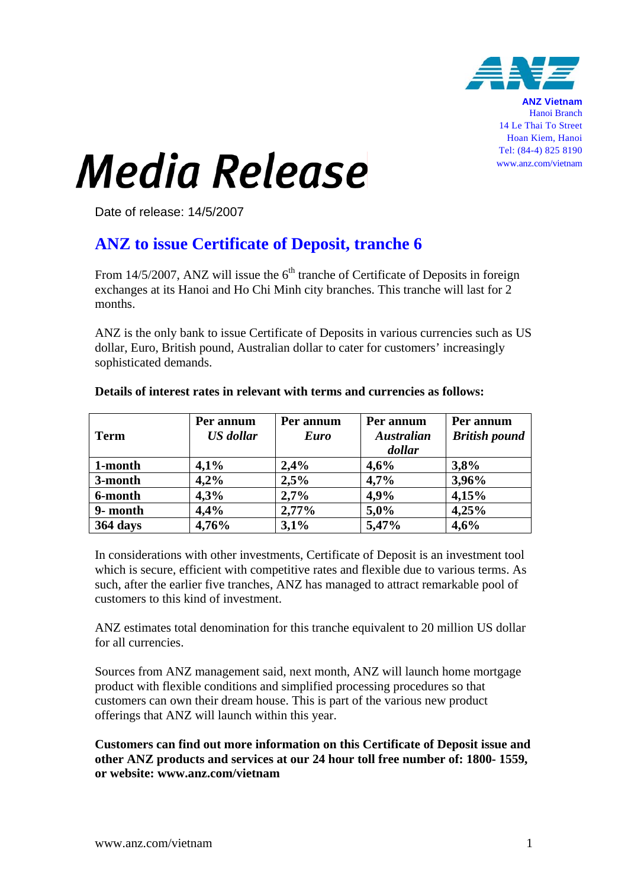**ANZ Vietnam**
Hanoi Branch
14 Le Thai To Street
Hoan Kiem, Hanoi
Tel: (84-4) 825 8190
www.anz.com/vietnam

# Media Release

Date of release: 14/5/2007

## ANZ to issue Certificate of Deposit, tranche 6

From 14/5/2007, ANZ will issue the 6th tranche of Certificate of Deposits in foreign exchanges at its Hanoi and Ho Chi Minh city branches. This tranche will last for 2 months.

ANZ is the only bank to issue Certificate of Deposits in various currencies such as US dollar, Euro, British pound, Australian dollar to cater for customers' increasingly sophisticated demands.

**Details of interest rates in relevant with terms and currencies as follows:**

| **Term** | **Per annum *US dollar*** | **Per annum *Euro*** | **Per annum *Australian dollar*** | **Per annum *British pound*** |
|---|---|---|---|---|
| **1-month** | **4,1%** | **2,4%** | **4,6%** | **3,8%** |
| **3-month** | **4,2%** | **2,5%** | **4,7%** | **3,96%** |
| **6-month** | **4,3%** | **2,7%** | **4,9%** | **4,15%** |
| **9- month** | **4,4%** | **2,77%** | **5,0%** | **4,25%** |
| **364 days** | **4,76%** | **3,1%** | **5,47%** | **4,6%** |

In considerations with other investments, Certificate of Deposit is an investment tool which is secure, efficient with competitive rates and flexible due to various terms. As such, after the earlier five tranches, ANZ has managed to attract remarkable pool of customers to this kind of investment.

ANZ estimates total denomination for this tranche equivalent to 20 million US dollar for all currencies.

Sources from ANZ management said, next month, ANZ will launch home mortgage product with flexible conditions and simplified processing procedures so that customers can own their dream house. This is part of the various new product offerings that ANZ will launch within this year.

**Customers can find out more information on this Certificate of Deposit issue and other ANZ products and services at our 24 hour toll free number of: 1800- 1559, or website: www.anz.com/vietnam**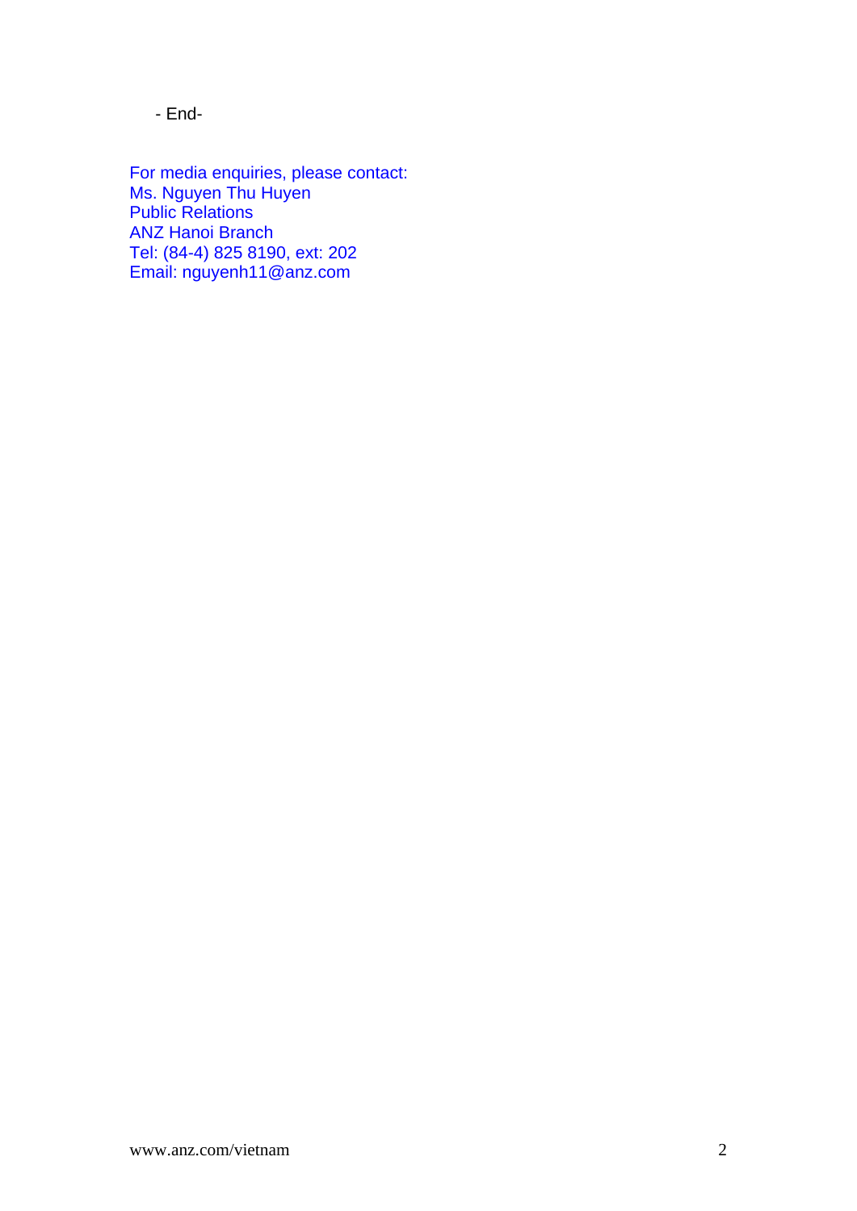- End-

For media enquiries, please contact:
Ms. Nguyen Thu Huyen
Public Relations
ANZ Hanoi Branch
Tel: (84-4) 825 8190, ext: 202
Email: nguyenh11@anz.com